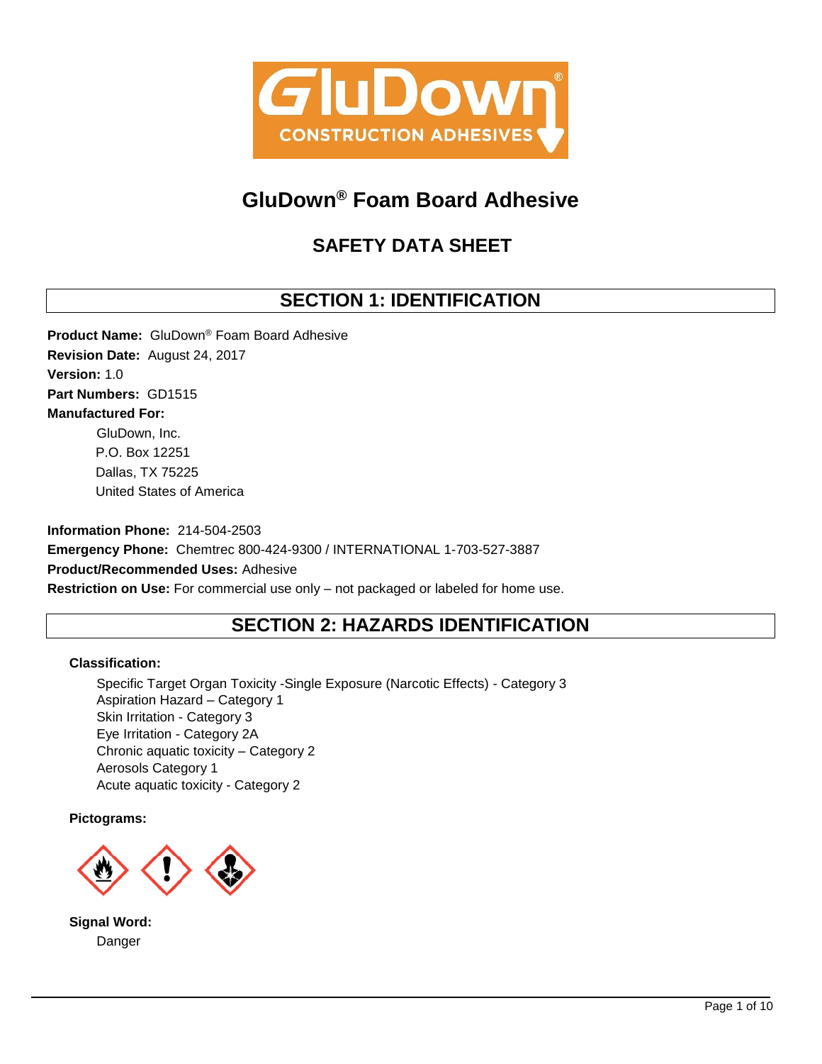GluDown® CONSTRUCTION ADHESIVES

# GluDown® Foam Board Adhesive

## SAFETY DATA SHEET

## SECTION 1: IDENTIFICATION

**Product Name:** GluDown® Foam Board Adhesive
**Revision Date:** August 24, 2017
**Version:** 1.0
**Part Numbers:** GD1515
**Manufactured For:**

GluDown, Inc.
P.O. Box 12251
Dallas, TX 75225
United States of America

**Information Phone:** 214-504-2503
**Emergency Phone:** Chemtrec 800-424-9300 / INTERNATIONAL 1-703-527-3887
**Product/Recommended Uses:** Adhesive
**Restriction on Use:** For commercial use only – not packaged or labeled for home use.

## SECTION 2: HAZARDS IDENTIFICATION

**Classification:**

Specific Target Organ Toxicity -Single Exposure (Narcotic Effects) - Category 3
Aspiration Hazard – Category 1
Skin Irritation - Category 3
Eye Irritation - Category 2A
Chronic aquatic toxicity – Category 2
Aerosols Category 1
Acute aquatic toxicity - Category 2

**Pictograms:**

**Signal Word:**

Danger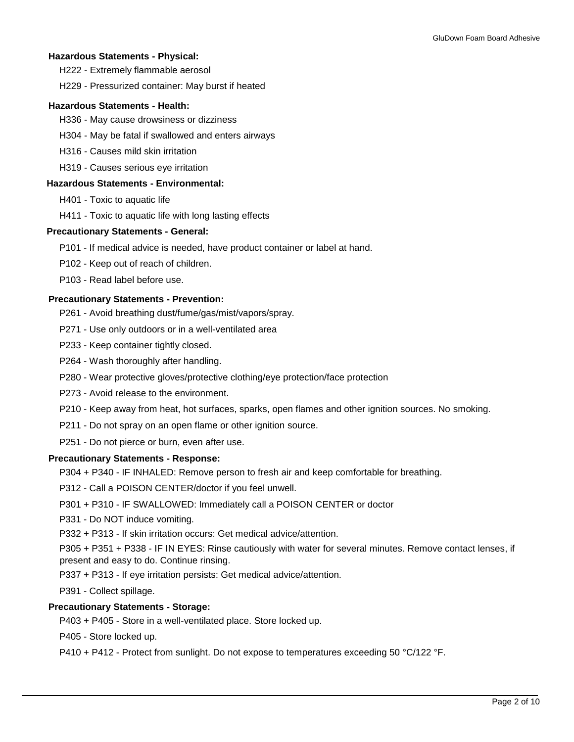**Hazardous Statements - Physical:**

H222 - Extremely flammable aerosol

H229 - Pressurized container: May burst if heated

**Hazardous Statements - Health:**

H336 - May cause drowsiness or dizziness

H304 - May be fatal if swallowed and enters airways

H316 - Causes mild skin irritation

H319 - Causes serious eye irritation

**Hazardous Statements - Environmental:**

H401 - Toxic to aquatic life

H411 - Toxic to aquatic life with long lasting effects

**Precautionary Statements - General:**

P101 - If medical advice is needed, have product container or label at hand.

P102 - Keep out of reach of children.

P103 - Read label before use.

**Precautionary Statements - Prevention:**

P261 - Avoid breathing dust/fume/gas/mist/vapors/spray.

P271 - Use only outdoors or in a well-ventilated area

P233 - Keep container tightly closed.

P264 - Wash thoroughly after handling.

P280 - Wear protective gloves/protective clothing/eye protection/face protection

P273 - Avoid release to the environment.

P210 - Keep away from heat, hot surfaces, sparks, open flames and other ignition sources. No smoking.

P211 - Do not spray on an open flame or other ignition source.

P251 - Do not pierce or burn, even after use.

**Precautionary Statements - Response:**

P304 + P340 - IF INHALED: Remove person to fresh air and keep comfortable for breathing.

P312 - Call a POISON CENTER/doctor if you feel unwell.

P301 + P310 - IF SWALLOWED: Immediately call a POISON CENTER or doctor

P331 - Do NOT induce vomiting.

P332 + P313 - If skin irritation occurs: Get medical advice/attention.

P305 + P351 + P338 - IF IN EYES: Rinse cautiously with water for several minutes. Remove contact lenses, if present and easy to do. Continue rinsing.

P337 + P313 - If eye irritation persists: Get medical advice/attention.

P391 - Collect spillage.

**Precautionary Statements - Storage:**

P403 + P405 - Store in a well-ventilated place. Store locked up.

P405 - Store locked up.

P410 + P412 - Protect from sunlight. Do not expose to temperatures exceeding 50 °C/122 °F.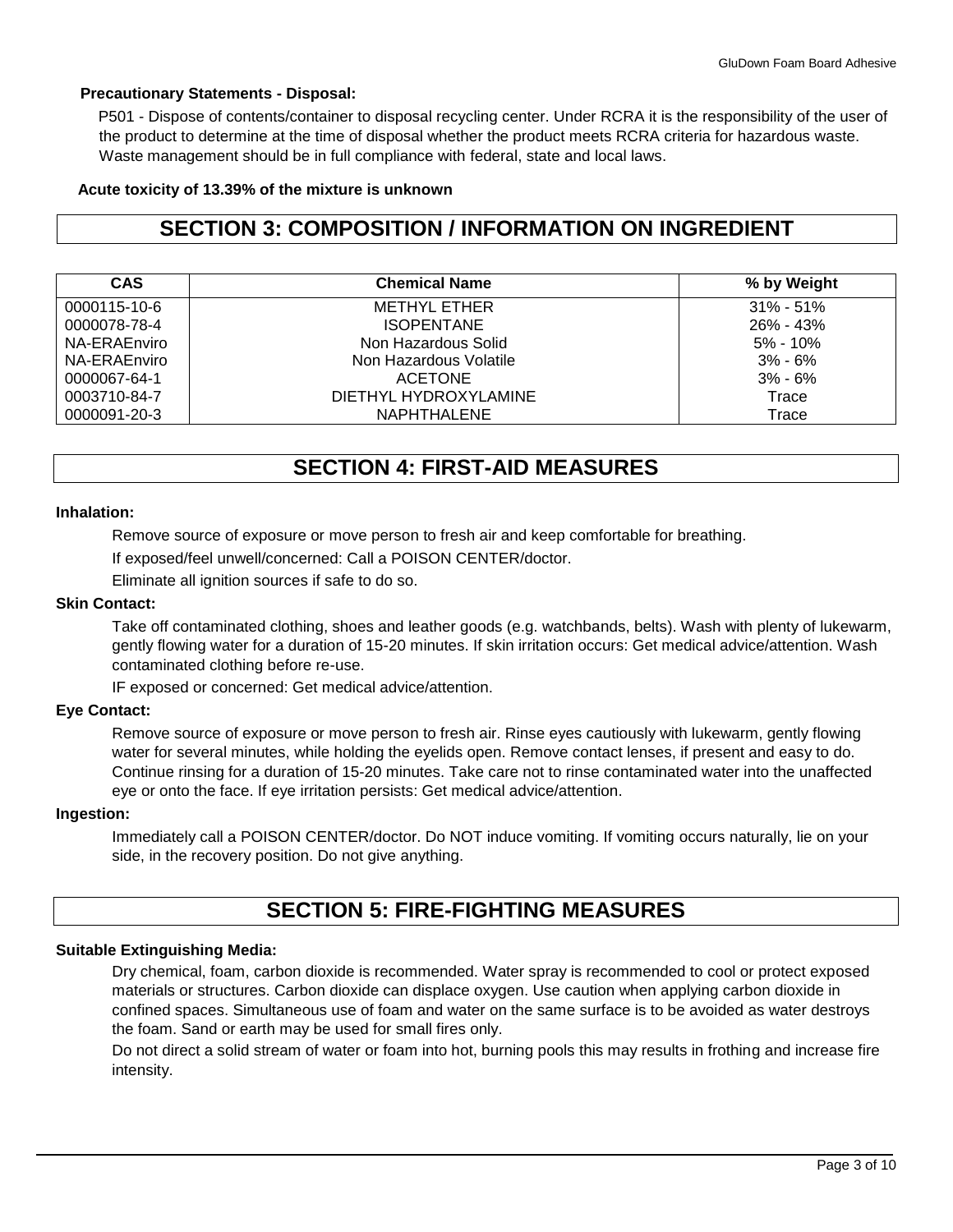**Precautionary Statements - Disposal:**

P501 - Dispose of contents/container to disposal recycling center. Under RCRA it is the responsibility of the user of the product to determine at the time of disposal whether the product meets RCRA criteria for hazardous waste. Waste management should be in full compliance with federal, state and local laws.

**Acute toxicity of 13.39% of the mixture is unknown**

## SECTION 3: COMPOSITION / INFORMATION ON INGREDIENT

| CAS | Chemical Name | % by Weight |
|---|---|---|
| 0000115-10-6 | METHYL ETHER | 31% - 51% |
| 0000078-78-4 | ISOPENTANE | 26% - 43% |
| NA-ERAEnviro | Non Hazardous Solid | 5% - 10% |
| NA-ERAEnviro | Non Hazardous Volatile | 3% - 6% |
| 0000067-64-1 | ACETONE | 3% - 6% |
| 0003710-84-7 | DIETHYL HYDROXYLAMINE | Trace |
| 0000091-20-3 | NAPHTHALENE | Trace |

## SECTION 4: FIRST-AID MEASURES

**Inhalation:**

Remove source of exposure or move person to fresh air and keep comfortable for breathing.

If exposed/feel unwell/concerned: Call a POISON CENTER/doctor.

Eliminate all ignition sources if safe to do so.

**Skin Contact:**

Take off contaminated clothing, shoes and leather goods (e.g. watchbands, belts). Wash with plenty of lukewarm, gently flowing water for a duration of 15-20 minutes. If skin irritation occurs: Get medical advice/attention. Wash contaminated clothing before re-use.

IF exposed or concerned: Get medical advice/attention.

**Eye Contact:**

Remove source of exposure or move person to fresh air. Rinse eyes cautiously with lukewarm, gently flowing water for several minutes, while holding the eyelids open. Remove contact lenses, if present and easy to do. Continue rinsing for a duration of 15-20 minutes. Take care not to rinse contaminated water into the unaffected eye or onto the face. If eye irritation persists: Get medical advice/attention.

**Ingestion:**

Immediately call a POISON CENTER/doctor. Do NOT induce vomiting. If vomiting occurs naturally, lie on your side, in the recovery position. Do not give anything.

## SECTION 5: FIRE-FIGHTING MEASURES

**Suitable Extinguishing Media:**

Dry chemical, foam, carbon dioxide is recommended. Water spray is recommended to cool or protect exposed materials or structures. Carbon dioxide can displace oxygen. Use caution when applying carbon dioxide in confined spaces. Simultaneous use of foam and water on the same surface is to be avoided as water destroys the foam. Sand or earth may be used for small fires only.

Do not direct a solid stream of water or foam into hot, burning pools this may results in frothing and increase fire intensity.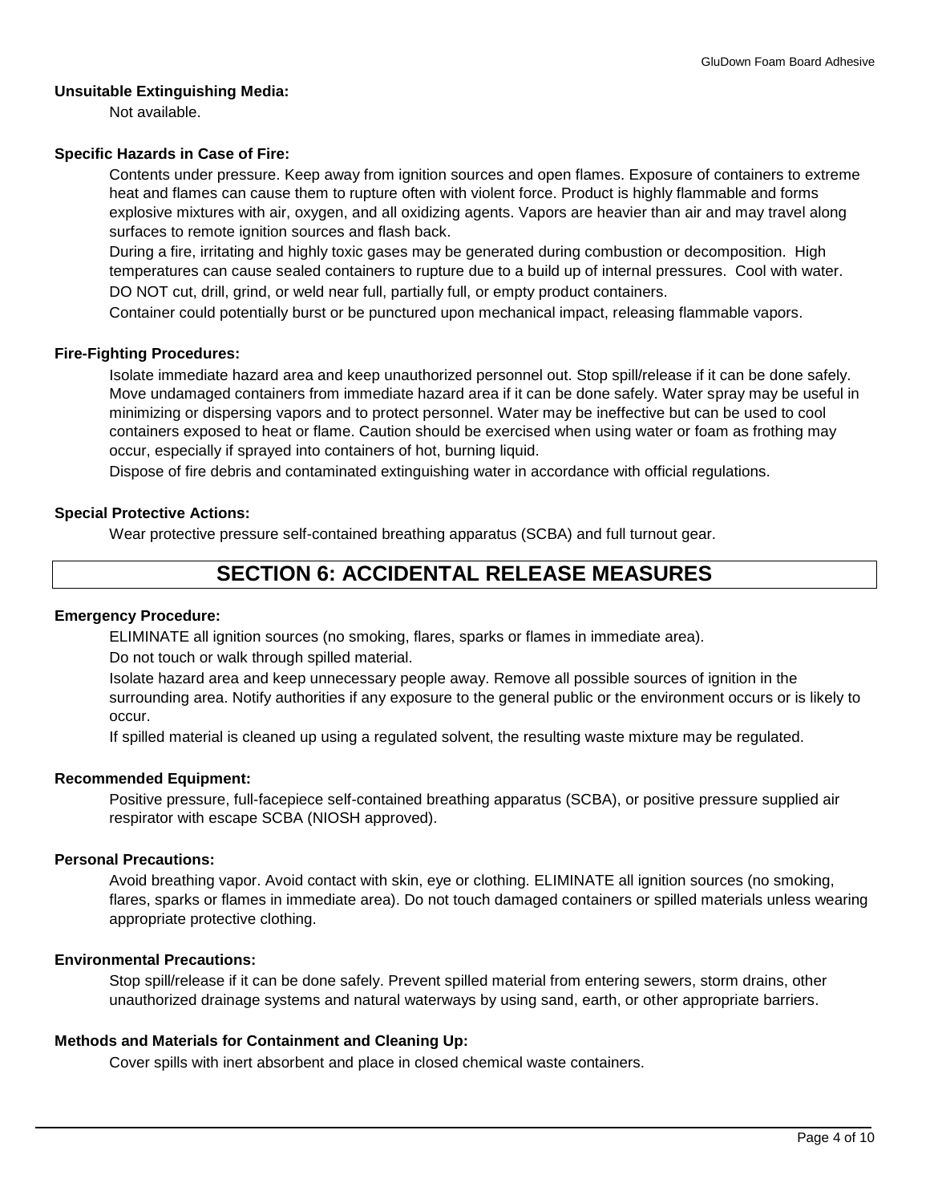**Unsuitable Extinguishing Media:**

Not available.

**Specific Hazards in Case of Fire:**

Contents under pressure. Keep away from ignition sources and open flames. Exposure of containers to extreme heat and flames can cause them to rupture often with violent force. Product is highly flammable and forms explosive mixtures with air, oxygen, and all oxidizing agents. Vapors are heavier than air and may travel along surfaces to remote ignition sources and flash back.

During a fire, irritating and highly toxic gases may be generated during combustion or decomposition. High temperatures can cause sealed containers to rupture due to a build up of internal pressures. Cool with water.

DO NOT cut, drill, grind, or weld near full, partially full, or empty product containers.

Container could potentially burst or be punctured upon mechanical impact, releasing flammable vapors.

**Fire-Fighting Procedures:**

Isolate immediate hazard area and keep unauthorized personnel out. Stop spill/release if it can be done safely. Move undamaged containers from immediate hazard area if it can be done safely. Water spray may be useful in minimizing or dispersing vapors and to protect personnel. Water may be ineffective but can be used to cool containers exposed to heat or flame. Caution should be exercised when using water or foam as frothing may occur, especially if sprayed into containers of hot, burning liquid.

Dispose of fire debris and contaminated extinguishing water in accordance with official regulations.

**Special Protective Actions:**

Wear protective pressure self-contained breathing apparatus (SCBA) and full turnout gear.

# SECTION 6: ACCIDENTAL RELEASE MEASURES

**Emergency Procedure:**

ELIMINATE all ignition sources (no smoking, flares, sparks or flames in immediate area).

Do not touch or walk through spilled material.

Isolate hazard area and keep unnecessary people away. Remove all possible sources of ignition in the surrounding area. Notify authorities if any exposure to the general public or the environment occurs or is likely to occur.

If spilled material is cleaned up using a regulated solvent, the resulting waste mixture may be regulated.

**Recommended Equipment:**

Positive pressure, full-facepiece self-contained breathing apparatus (SCBA), or positive pressure supplied air respirator with escape SCBA (NIOSH approved).

**Personal Precautions:**

Avoid breathing vapor. Avoid contact with skin, eye or clothing. ELIMINATE all ignition sources (no smoking, flares, sparks or flames in immediate area). Do not touch damaged containers or spilled materials unless wearing appropriate protective clothing.

**Environmental Precautions:**

Stop spill/release if it can be done safely. Prevent spilled material from entering sewers, storm drains, other unauthorized drainage systems and natural waterways by using sand, earth, or other appropriate barriers.

**Methods and Materials for Containment and Cleaning Up:**

Cover spills with inert absorbent and place in closed chemical waste containers.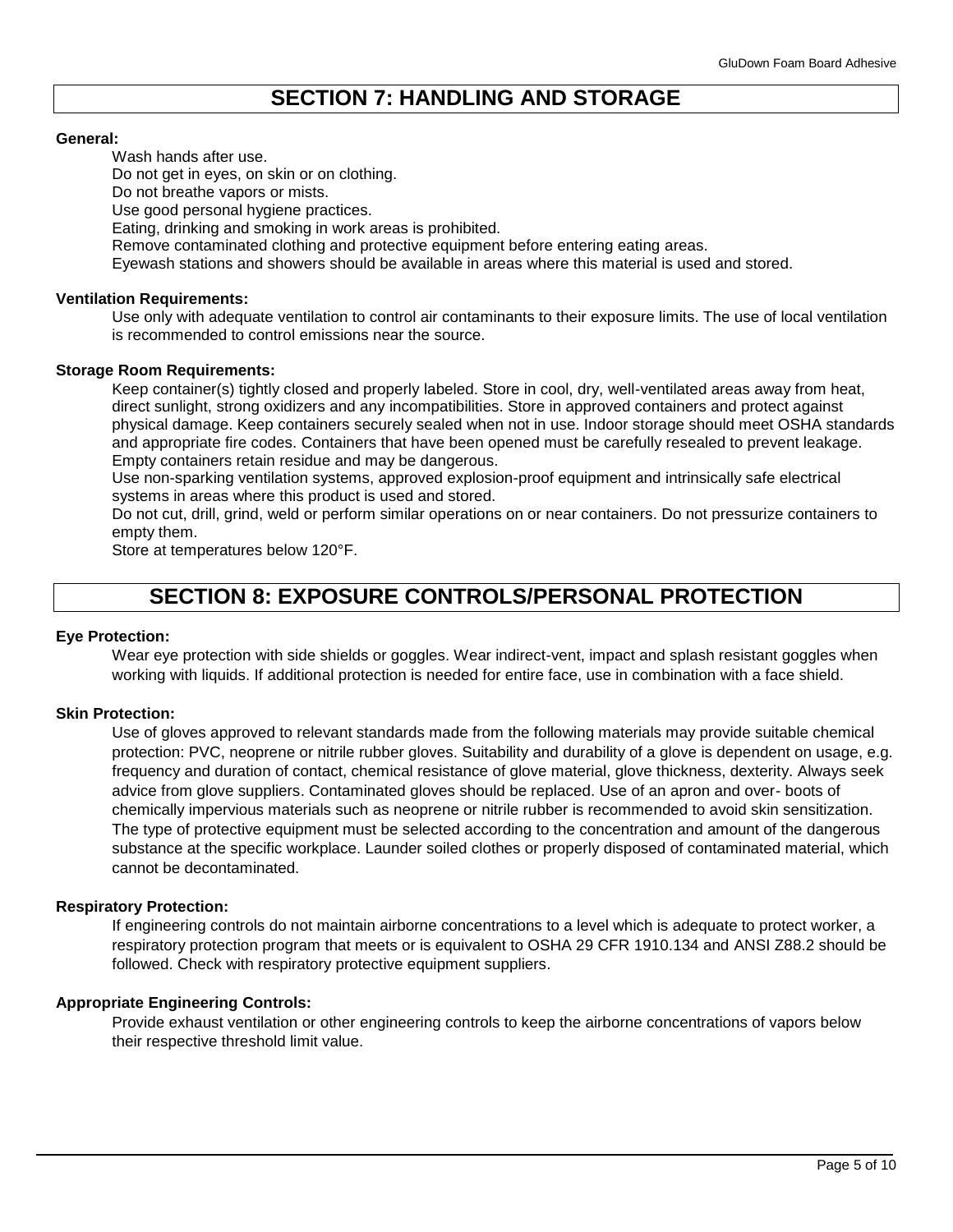## SECTION 7: HANDLING AND STORAGE

**General:**

Wash hands after use.
Do not get in eyes, on skin or on clothing.
Do not breathe vapors or mists.
Use good personal hygiene practices.
Eating, drinking and smoking in work areas is prohibited.
Remove contaminated clothing and protective equipment before entering eating areas.
Eyewash stations and showers should be available in areas where this material is used and stored.

**Ventilation Requirements:**

Use only with adequate ventilation to control air contaminants to their exposure limits. The use of local ventilation is recommended to control emissions near the source.

**Storage Room Requirements:**

Keep container(s) tightly closed and properly labeled. Store in cool, dry, well-ventilated areas away from heat, direct sunlight, strong oxidizers and any incompatibilities. Store in approved containers and protect against physical damage. Keep containers securely sealed when not in use. Indoor storage should meet OSHA standards and appropriate fire codes. Containers that have been opened must be carefully resealed to prevent leakage. Empty containers retain residue and may be dangerous.
Use non-sparking ventilation systems, approved explosion-proof equipment and intrinsically safe electrical systems in areas where this product is used and stored.
Do not cut, drill, grind, weld or perform similar operations on or near containers. Do not pressurize containers to empty them.
Store at temperatures below 120°F.

## SECTION 8: EXPOSURE CONTROLS/PERSONAL PROTECTION

**Eye Protection:**

Wear eye protection with side shields or goggles. Wear indirect-vent, impact and splash resistant goggles when working with liquids. If additional protection is needed for entire face, use in combination with a face shield.

**Skin Protection:**

Use of gloves approved to relevant standards made from the following materials may provide suitable chemical protection: PVC, neoprene or nitrile rubber gloves. Suitability and durability of a glove is dependent on usage, e.g. frequency and duration of contact, chemical resistance of glove material, glove thickness, dexterity. Always seek advice from glove suppliers. Contaminated gloves should be replaced. Use of an apron and over- boots of chemically impervious materials such as neoprene or nitrile rubber is recommended to avoid skin sensitization. The type of protective equipment must be selected according to the concentration and amount of the dangerous substance at the specific workplace. Launder soiled clothes or properly disposed of contaminated material, which cannot be decontaminated.

**Respiratory Protection:**

If engineering controls do not maintain airborne concentrations to a level which is adequate to protect worker, a respiratory protection program that meets or is equivalent to OSHA 29 CFR 1910.134 and ANSI Z88.2 should be followed. Check with respiratory protective equipment suppliers.

**Appropriate Engineering Controls:**

Provide exhaust ventilation or other engineering controls to keep the airborne concentrations of vapors below their respective threshold limit value.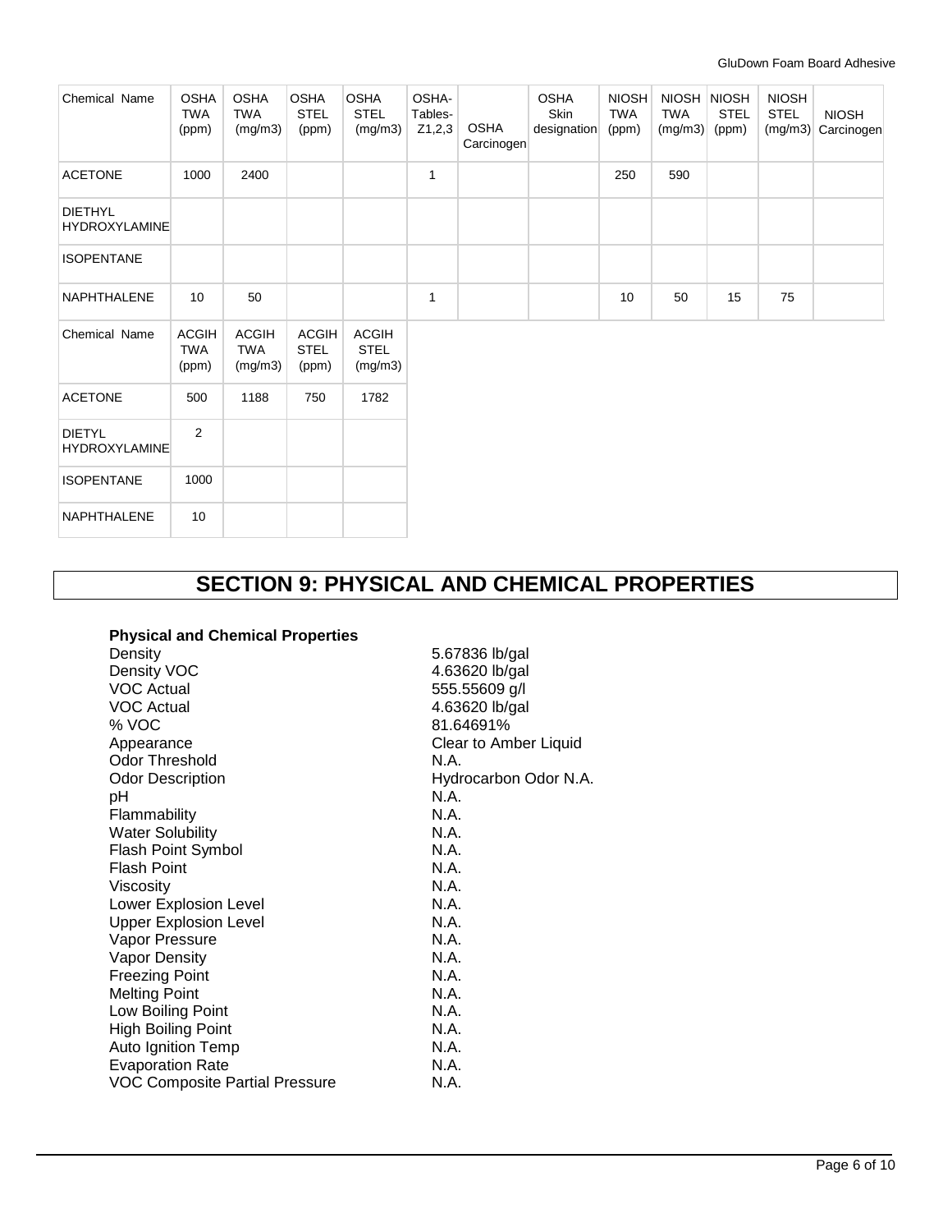| Chemical Name | OSHA TWA (ppm) | OSHA TWA (mg/m3) | OSHA STEL (ppm) | OSHA STEL (mg/m3) | OSHA-Tables-Z1,2,3 | OSHA Carcinogen | OSHA Skin designation | NIOSH TWA (ppm) | NIOSH TWA (mg/m3) | NIOSH STEL (ppm) | NIOSH STEL (mg/m3) | NIOSH Carcinogen |
|---|---|---|---|---|---|---|---|---|---|---|---|---|
| ACETONE | 1000 | 2400 | | | 1 | | | 250 | 590 | | | |
| DIETHYL HYDROXYLAMINE | | | | | | | | | | | | |
| ISOPENTANE | | | | | | | | | | | | |
| NAPHTHALENE | 10 | 50 | | | 1 | | | 10 | 50 | 15 | 75 | |

| Chemical Name | ACGIH TWA (ppm) | ACGIH TWA (mg/m3) | ACGIH STEL (ppm) | ACGIH STEL (mg/m3) |
|---|---|---|---|---|
| ACETONE | 500 | 1188 | 750 | 1782 |
| DIETYL HYDROXYLAMINE | 2 | | | |
| ISOPENTANE | 1000 | | | |
| NAPHTHALENE | 10 | | | |

# SECTION 9: PHYSICAL AND CHEMICAL PROPERTIES

**Physical and Chemical Properties**

| Property | Value |
|---|---|
| Density | 5.67836 lb/gal |
| Density VOC | 4.63620 lb/gal |
| VOC Actual | 555.55609 g/l |
| VOC Actual | 4.63620 lb/gal |
| % VOC | 81.64691% |
| Appearance | Clear to Amber Liquid |
| Odor Threshold | N.A. |
| Odor Description | Hydrocarbon Odor N.A. |
| pH | N.A. |
| Flammability | N.A. |
| Water Solubility | N.A. |
| Flash Point Symbol | N.A. |
| Flash Point | N.A. |
| Viscosity | N.A. |
| Lower Explosion Level | N.A. |
| Upper Explosion Level | N.A. |
| Vapor Pressure | N.A. |
| Vapor Density | N.A. |
| Freezing Point | N.A. |
| Melting Point | N.A. |
| Low Boiling Point | N.A. |
| High Boiling Point | N.A. |
| Auto Ignition Temp | N.A. |
| Evaporation Rate | N.A. |
| VOC Composite Partial Pressure | N.A. |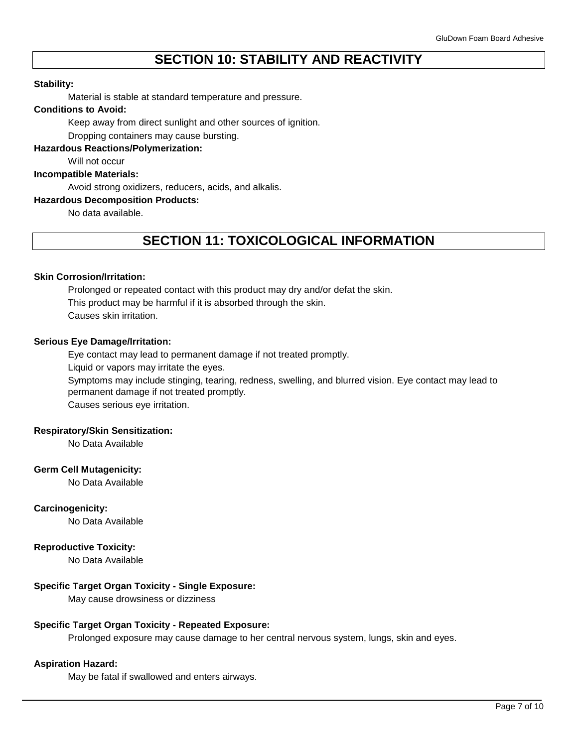## SECTION 10: STABILITY AND REACTIVITY

**Stability:**

Material is stable at standard temperature and pressure.

**Conditions to Avoid:**

Keep away from direct sunlight and other sources of ignition.

Dropping containers may cause bursting.

**Hazardous Reactions/Polymerization:**

Will not occur

**Incompatible Materials:**

Avoid strong oxidizers, reducers, acids, and alkalis.

**Hazardous Decomposition Products:**

No data available.

## SECTION 11: TOXICOLOGICAL INFORMATION

**Skin Corrosion/Irritation:**

Prolonged or repeated contact with this product may dry and/or defat the skin.

This product may be harmful if it is absorbed through the skin.

Causes skin irritation.

**Serious Eye Damage/Irritation:**

Eye contact may lead to permanent damage if not treated promptly.

Liquid or vapors may irritate the eyes.

Symptoms may include stinging, tearing, redness, swelling, and blurred vision. Eye contact may lead to permanent damage if not treated promptly.

Causes serious eye irritation.

**Respiratory/Skin Sensitization:**

No Data Available

**Germ Cell Mutagenicity:**

No Data Available

**Carcinogenicity:**

No Data Available

**Reproductive Toxicity:**

No Data Available

**Specific Target Organ Toxicity - Single Exposure:**

May cause drowsiness or dizziness

**Specific Target Organ Toxicity - Repeated Exposure:**

Prolonged exposure may cause damage to her central nervous system, lungs, skin and eyes.

**Aspiration Hazard:**

May be fatal if swallowed and enters airways.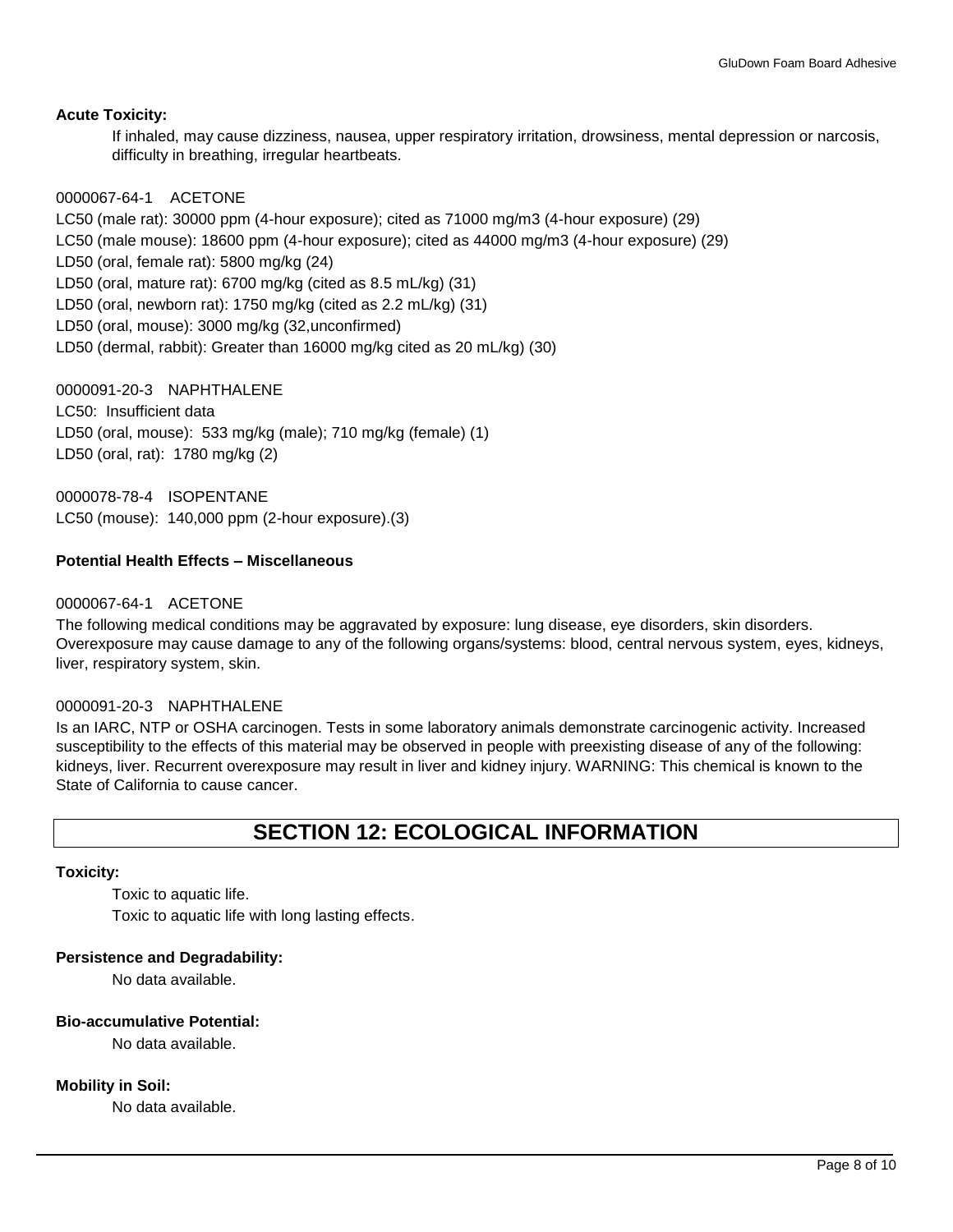**Acute Toxicity:**

If inhaled, may cause dizziness, nausea, upper respiratory irritation, drowsiness, mental depression or narcosis, difficulty in breathing, irregular heartbeats.

0000067-64-1 ACETONE
LC50 (male rat): 30000 ppm (4-hour exposure); cited as 71000 mg/m3 (4-hour exposure) (29)
LC50 (male mouse): 18600 ppm (4-hour exposure); cited as 44000 mg/m3 (4-hour exposure) (29)
LD50 (oral, female rat): 5800 mg/kg (24)
LD50 (oral, mature rat): 6700 mg/kg (cited as 8.5 mL/kg) (31)
LD50 (oral, newborn rat): 1750 mg/kg (cited as 2.2 mL/kg) (31)
LD50 (oral, mouse): 3000 mg/kg (32,unconfirmed)
LD50 (dermal, rabbit): Greater than 16000 mg/kg cited as 20 mL/kg) (30)

0000091-20-3 NAPHTHALENE
LC50: Insufficient data
LD50 (oral, mouse): 533 mg/kg (male); 710 mg/kg (female) (1)
LD50 (oral, rat): 1780 mg/kg (2)

0000078-78-4 ISOPENTANE
LC50 (mouse): 140,000 ppm (2-hour exposure).(3)

**Potential Health Effects – Miscellaneous**

0000067-64-1 ACETONE
The following medical conditions may be aggravated by exposure: lung disease, eye disorders, skin disorders. Overexposure may cause damage to any of the following organs/systems: blood, central nervous system, eyes, kidneys, liver, respiratory system, skin.

0000091-20-3 NAPHTHALENE
Is an IARC, NTP or OSHA carcinogen. Tests in some laboratory animals demonstrate carcinogenic activity. Increased susceptibility to the effects of this material may be observed in people with preexisting disease of any of the following: kidneys, liver. Recurrent overexposure may result in liver and kidney injury. WARNING: This chemical is known to the State of California to cause cancer.

## SECTION 12: ECOLOGICAL INFORMATION

**Toxicity:**

Toxic to aquatic life.
Toxic to aquatic life with long lasting effects.

**Persistence and Degradability:**

No data available.

**Bio-accumulative Potential:**

No data available.

**Mobility in Soil:**

No data available.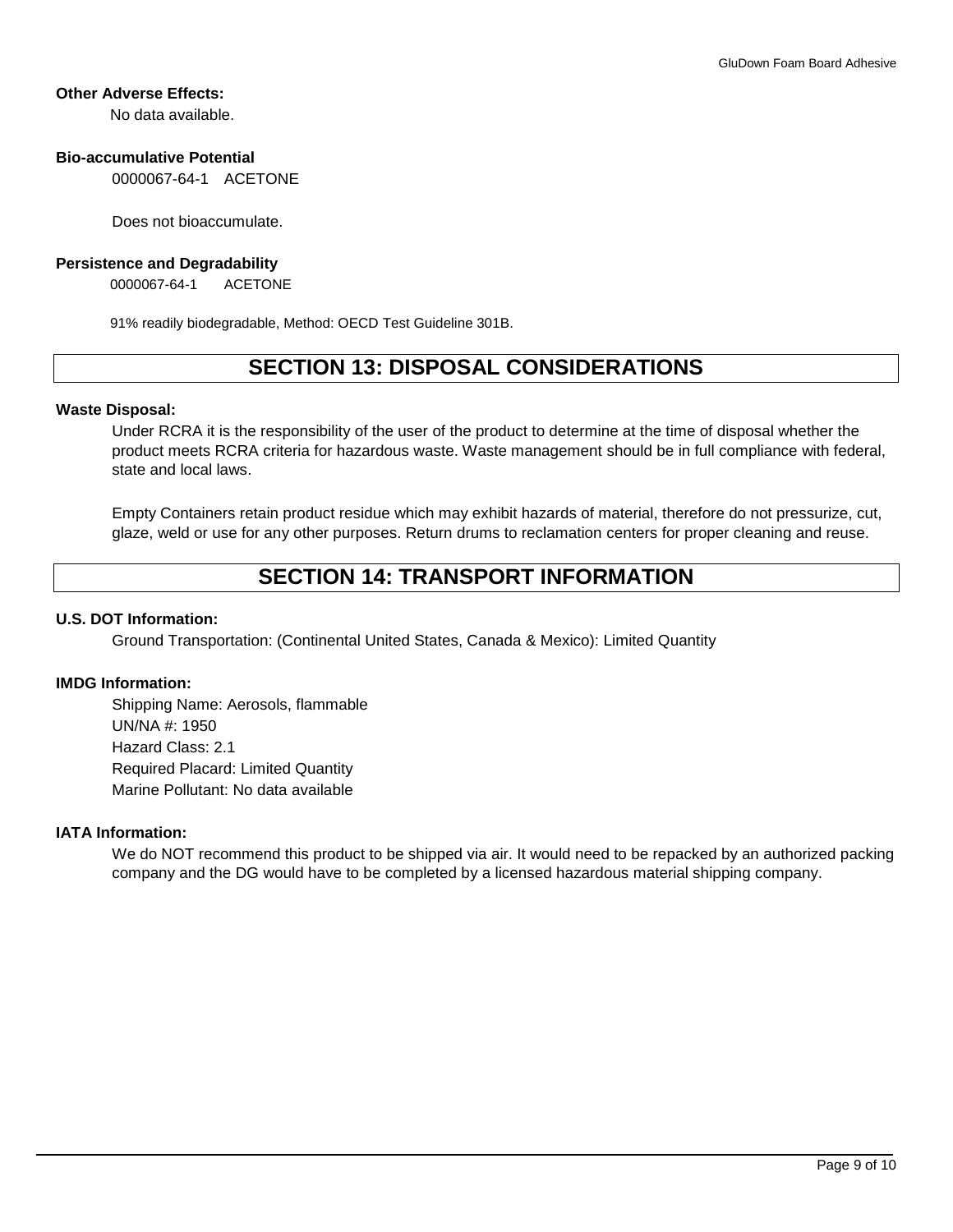**Other Adverse Effects:**

No data available.

**Bio-accumulative Potential**

0000067-64-1 ACETONE

Does not bioaccumulate.

**Persistence and Degradability**

0000067-64-1 ACETONE

91% readily biodegradable, Method: OECD Test Guideline 301B.

## SECTION 13: DISPOSAL CONSIDERATIONS

**Waste Disposal:**

Under RCRA it is the responsibility of the user of the product to determine at the time of disposal whether the product meets RCRA criteria for hazardous waste. Waste management should be in full compliance with federal, state and local laws.

Empty Containers retain product residue which may exhibit hazards of material, therefore do not pressurize, cut, glaze, weld or use for any other purposes. Return drums to reclamation centers for proper cleaning and reuse.

## SECTION 14: TRANSPORT INFORMATION

**U.S. DOT Information:**

Ground Transportation: (Continental United States, Canada & Mexico): Limited Quantity

**IMDG Information:**

Shipping Name: Aerosols, flammable
UN/NA #: 1950
Hazard Class: 2.1
Required Placard: Limited Quantity
Marine Pollutant: No data available

**IATA Information:**

We do NOT recommend this product to be shipped via air. It would need to be repacked by an authorized packing company and the DG would have to be completed by a licensed hazardous material shipping company.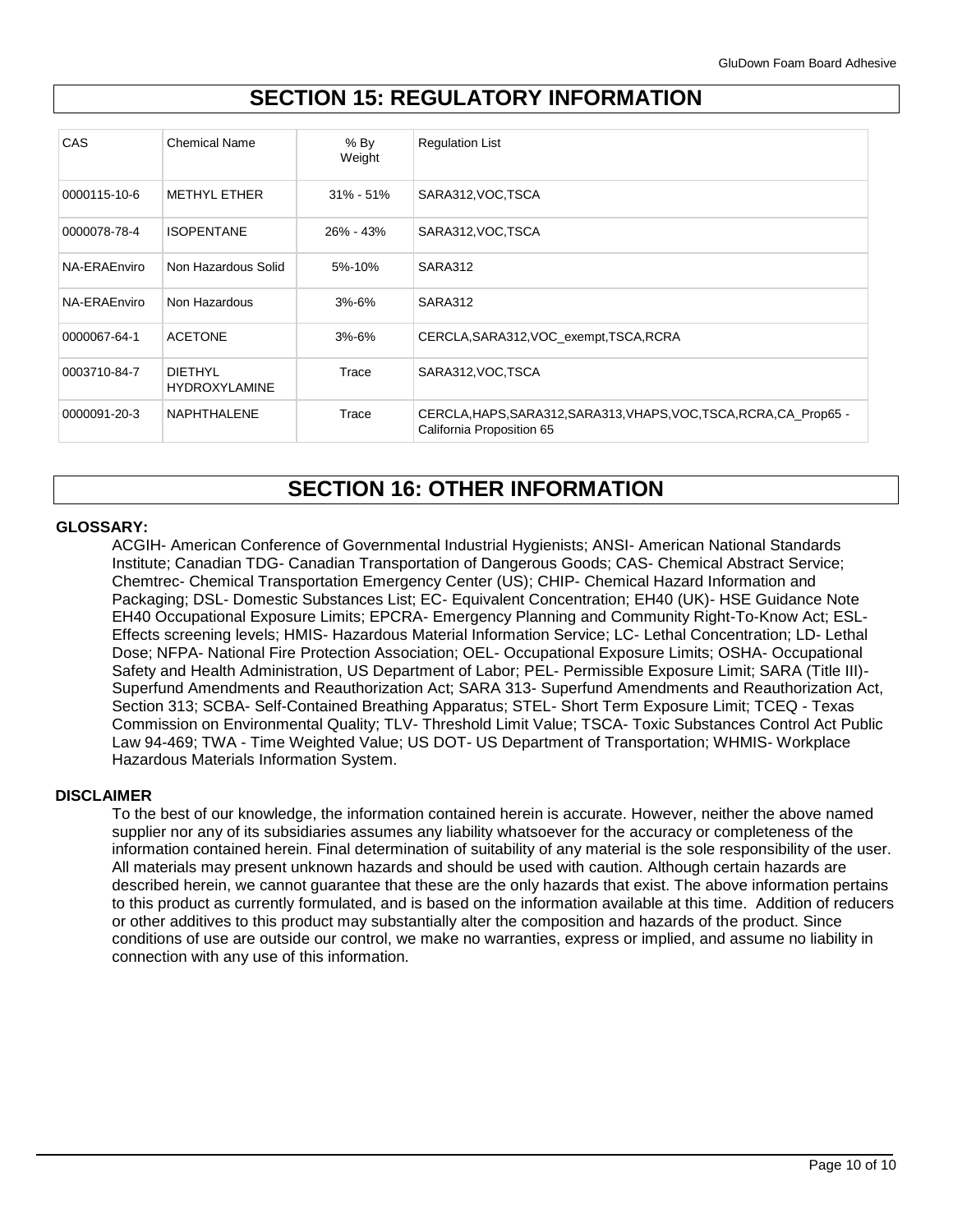# SECTION 15: REGULATORY INFORMATION

| CAS | Chemical Name | % By Weight | Regulation List |
|---|---|---|---|
| 0000115-10-6 | METHYL ETHER | 31% - 51% | SARA312,VOC,TSCA |
| 0000078-78-4 | ISOPENTANE | 26% - 43% | SARA312,VOC,TSCA |
| NA-ERAEnviro | Non Hazardous Solid | 5%-10% | SARA312 |
| NA-ERAEnviro | Non Hazardous | 3%-6% | SARA312 |
| 0000067-64-1 | ACETONE | 3%-6% | CERCLA,SARA312,VOC_exempt,TSCA,RCRA |
| 0003710-84-7 | DIETHYL HYDROXYLAMINE | Trace | SARA312,VOC,TSCA |
| 0000091-20-3 | NAPHTHALENE | Trace | CERCLA,HAPS,SARA312,SARA313,VHAPS,VOC,TSCA,RCRA,CA_Prop65 - California Proposition 65 |

# SECTION 16: OTHER INFORMATION

**GLOSSARY:**

ACGIH- American Conference of Governmental Industrial Hygienists; ANSI- American National Standards Institute; Canadian TDG- Canadian Transportation of Dangerous Goods; CAS- Chemical Abstract Service; Chemtrec- Chemical Transportation Emergency Center (US); CHIP- Chemical Hazard Information and Packaging; DSL- Domestic Substances List; EC- Equivalent Concentration; EH40 (UK)- HSE Guidance Note EH40 Occupational Exposure Limits; EPCRA- Emergency Planning and Community Right-To-Know Act; ESL- Effects screening levels; HMIS- Hazardous Material Information Service; LC- Lethal Concentration; LD- Lethal Dose; NFPA- National Fire Protection Association; OEL- Occupational Exposure Limits; OSHA- Occupational Safety and Health Administration, US Department of Labor; PEL- Permissible Exposure Limit; SARA (Title III)- Superfund Amendments and Reauthorization Act; SARA 313- Superfund Amendments and Reauthorization Act, Section 313; SCBA- Self-Contained Breathing Apparatus; STEL- Short Term Exposure Limit; TCEQ - Texas Commission on Environmental Quality; TLV- Threshold Limit Value; TSCA- Toxic Substances Control Act Public Law 94-469; TWA - Time Weighted Value; US DOT- US Department of Transportation; WHMIS- Workplace Hazardous Materials Information System.

**DISCLAIMER**

To the best of our knowledge, the information contained herein is accurate. However, neither the above named supplier nor any of its subsidiaries assumes any liability whatsoever for the accuracy or completeness of the information contained herein. Final determination of suitability of any material is the sole responsibility of the user. All materials may present unknown hazards and should be used with caution. Although certain hazards are described herein, we cannot guarantee that these are the only hazards that exist. The above information pertains to this product as currently formulated, and is based on the information available at this time. Addition of reducers or other additives to this product may substantially alter the composition and hazards of the product. Since conditions of use are outside our control, we make no warranties, express or implied, and assume no liability in connection with any use of this information.